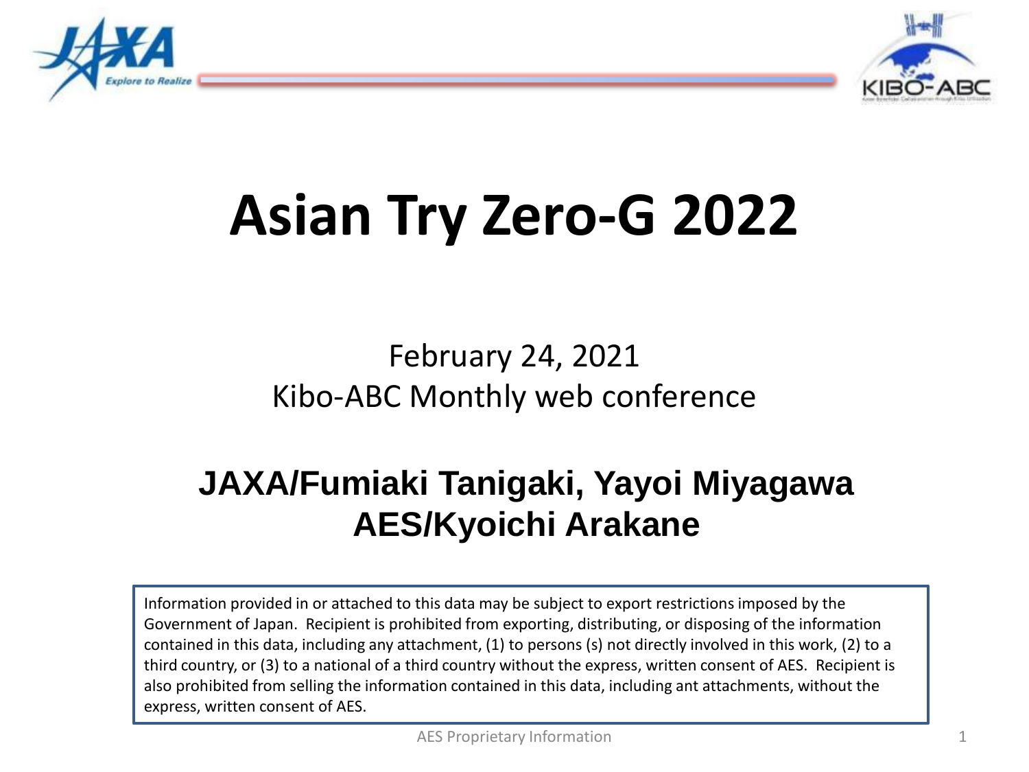# Asian Try Zero-G 2022

February 24, 2021
Kibo-ABC Monthly web conference

**JAXA/Fumiaki Tanigaki, Yayoi Miyagawa**
**AES/Kyoichi Arakane**

Information provided in or attached to this data may be subject to export restrictions imposed by the Government of Japan. Recipient is prohibited from exporting, distributing, or disposing of the information contained in this data, including any attachment, (1) to persons (s) not directly involved in this work, (2) to a third country, or (3) to a national of a third country without the express, written consent of AES. Recipient is also prohibited from selling the information contained in this data, including ant attachments, without the express, written consent of AES.

AES Proprietary Information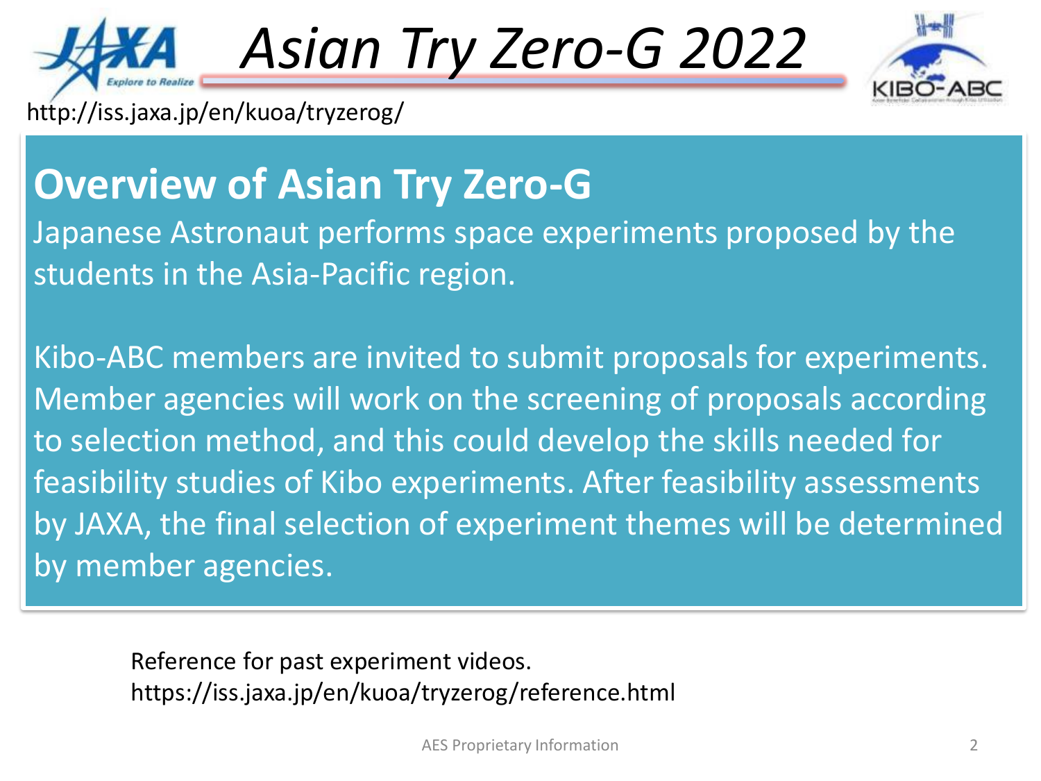# Asian Try Zero-G 2022

http://iss.jaxa.jp/en/kuoa/tryzerog/

## Overview of Asian Try Zero-G

Japanese Astronaut performs space experiments proposed by the students in the Asia-Pacific region.

Kibo-ABC members are invited to submit proposals for experiments. Member agencies will work on the screening of proposals according to selection method, and this could develop the skills needed for feasibility studies of Kibo experiments. After feasibility assessments by JAXA, the final selection of experiment themes will be determined by member agencies.

Reference for past experiment videos.
https://iss.jaxa.jp/en/kuoa/tryzerog/reference.html

AES Proprietary Information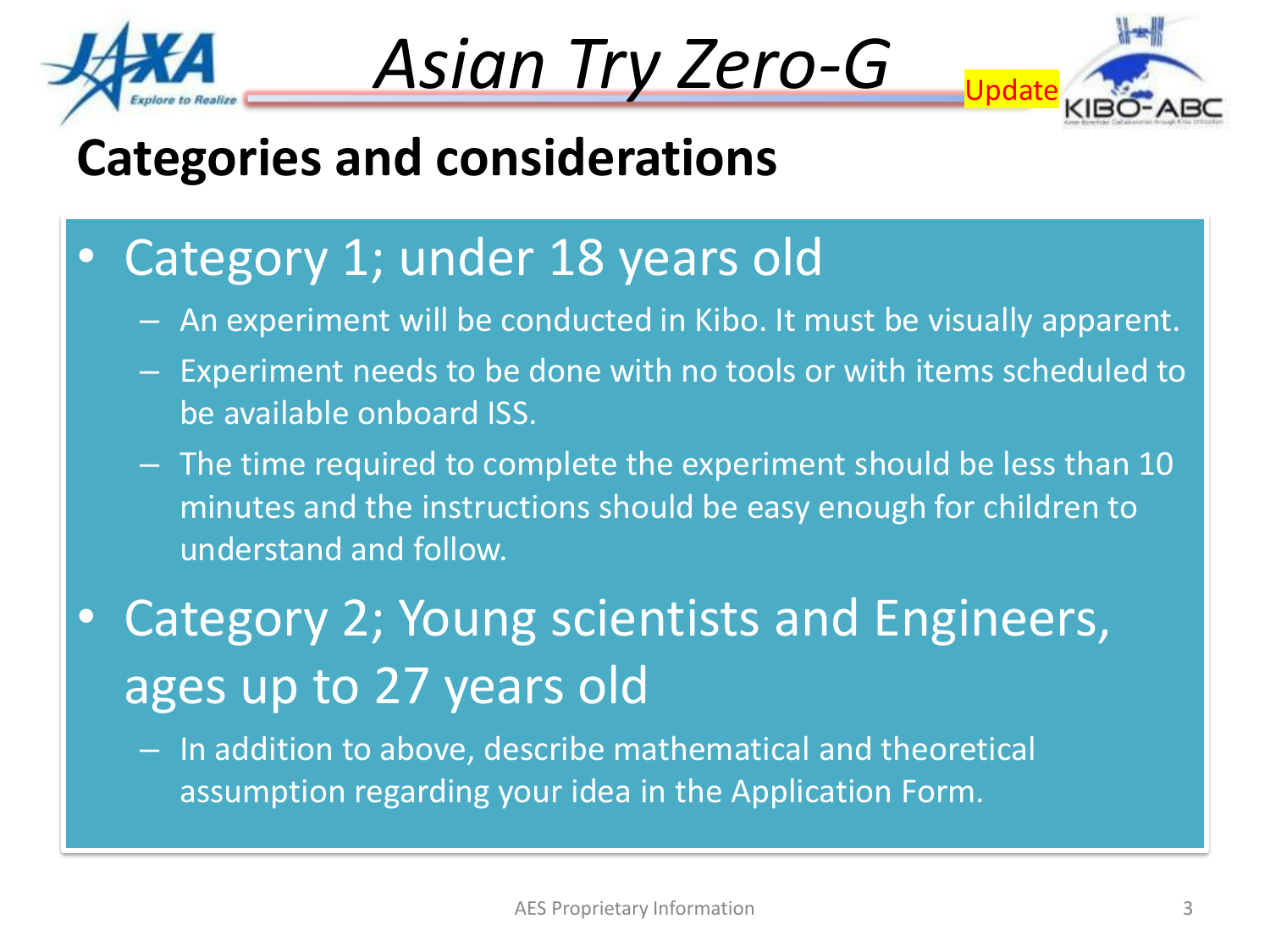# Asian Try Zero-G

Update

## Categories and considerations

- Category 1; under 18 years old
  - An experiment will be conducted in Kibo. It must be visually apparent.
  - Experiment needs to be done with no tools or with items scheduled to be available onboard ISS.
  - The time required to complete the experiment should be less than 10 minutes and the instructions should be easy enough for children to understand and follow.
- Category 2; Young scientists and Engineers, ages up to 27 years old
  - In addition to above, describe mathematical and theoretical assumption regarding your idea in the Application Form.

AES Proprietary Information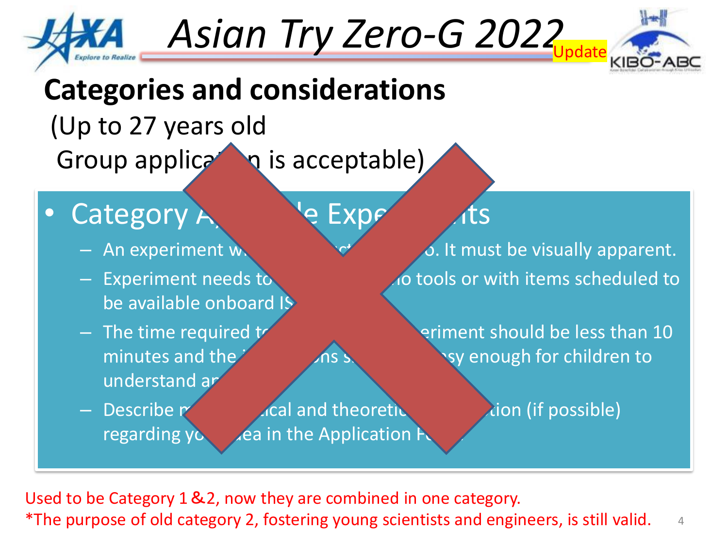# Asian Try Zero-G 2022

Update

## Categories and considerations

(Up to 27 years old
Group applica n is acceptable)

- Category A, le Expe its
  - An experiment w ct o. It must be visually apparent.
  - Experiment needs to io tools or with items scheduled to be available onboard IS
  - The time required t eriment should be less than 10 minutes and the i ns s sy enough for children to understand ar
  - Describe m ical and theoretic tion (if possible) regarding yo ea in the Application F

Used to be Category 1 &2, now they are combined in one category.
*The purpose of old category 2, fostering young scientists and engineers, is still valid.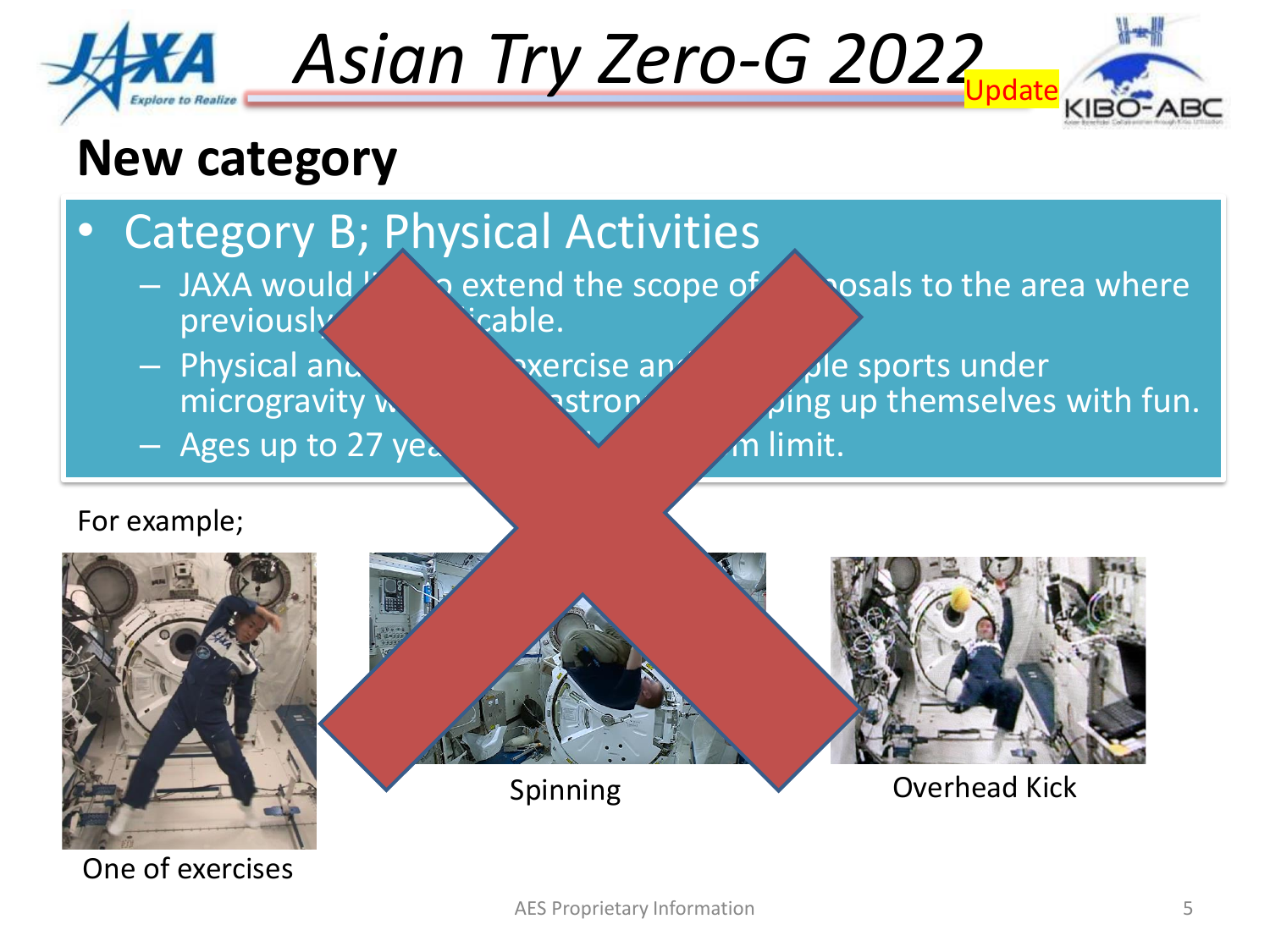# Asian Try Zero-G 2022 Update

## New category

- Category B; Physical Activities
  - JAXA would l[...]o extend the scope of [...]osals to the area where previously[...]icable.
  - Physical and[...]xercise an[...]ple sports under microgravity w[...]stron[...]ping up themselves with fun.
  - Ages up to 27 yea[...]m limit.

For example;

One of exercises

Spinning

Overhead Kick

AES Proprietary Information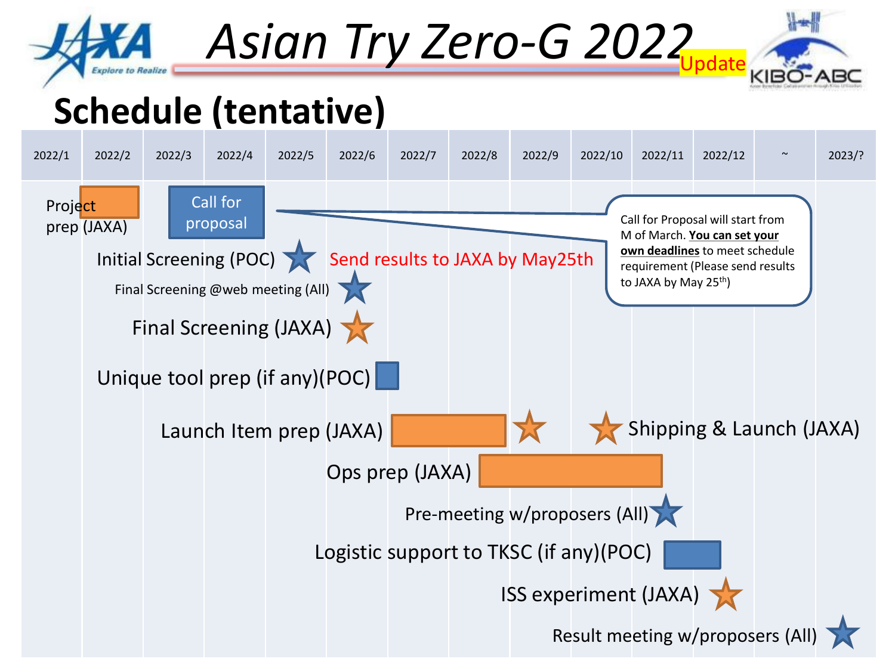# Asian Try Zero-G 2022

Update

## Schedule (tentative)

| 2022/1 | 2022/2 | 2022/3 | 2022/4 | 2022/5 | 2022/6 | 2022/7 | 2022/8 | 2022/9 | 2022/10 | 2022/11 | 2022/12 | ~ | 2023/? |
|---|---|---|---|---|---|---|---|---|---|---|---|---|---|

- Project prep (JAXA)
- Call for proposal
- Initial Screening (POC) — Send results to JAXA by May25th
- Final Screening @web meeting (All)
- Final Screening (JAXA)
- Unique tool prep (if any)(POC)
- Launch Item prep (JAXA)
- Shipping & Launch (JAXA)
- Ops prep (JAXA)
- Pre-meeting w/proposers (All)
- Logistic support to TKSC (if any)(POC)
- ISS experiment (JAXA)
- Result meeting w/proposers (All)

Call for Proposal will start from M of March. **You can set your own deadlines** to meet schedule requirement (Please send results to JAXA by May 25th)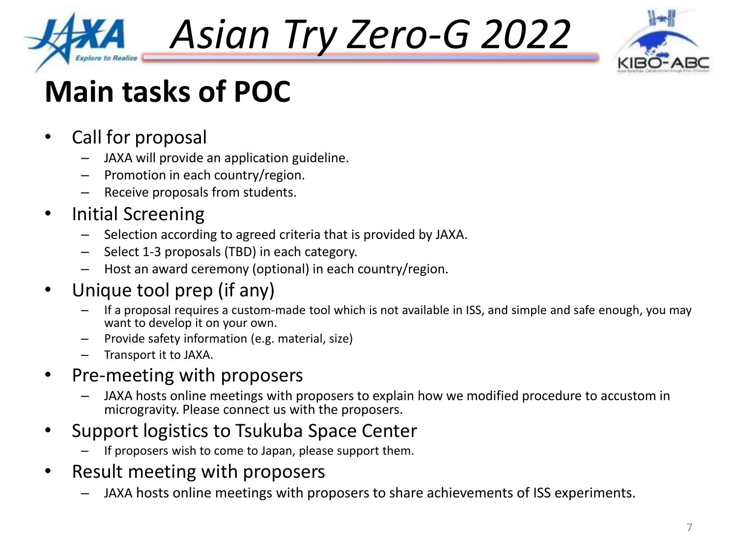# Asian Try Zero-G 2022

## Main tasks of POC

- Call for proposal
  - JAXA will provide an application guideline.
  - Promotion in each country/region.
  - Receive proposals from students.
- Initial Screening
  - Selection according to agreed criteria that is provided by JAXA.
  - Select 1-3 proposals (TBD) in each category.
  - Host an award ceremony (optional) in each country/region.
- Unique tool prep (if any)
  - If a proposal requires a custom-made tool which is not available in ISS, and simple and safe enough, you may want to develop it on your own.
  - Provide safety information (e.g. material, size)
  - Transport it to JAXA.
- Pre-meeting with proposers
  - JAXA hosts online meetings with proposers to explain how we modified procedure to accustom in microgravity. Please connect us with the proposers.
- Support logistics to Tsukuba Space Center
  - If proposers wish to come to Japan, please support them.
- Result meeting with proposers
  - JAXA hosts online meetings with proposers to share achievements of ISS experiments.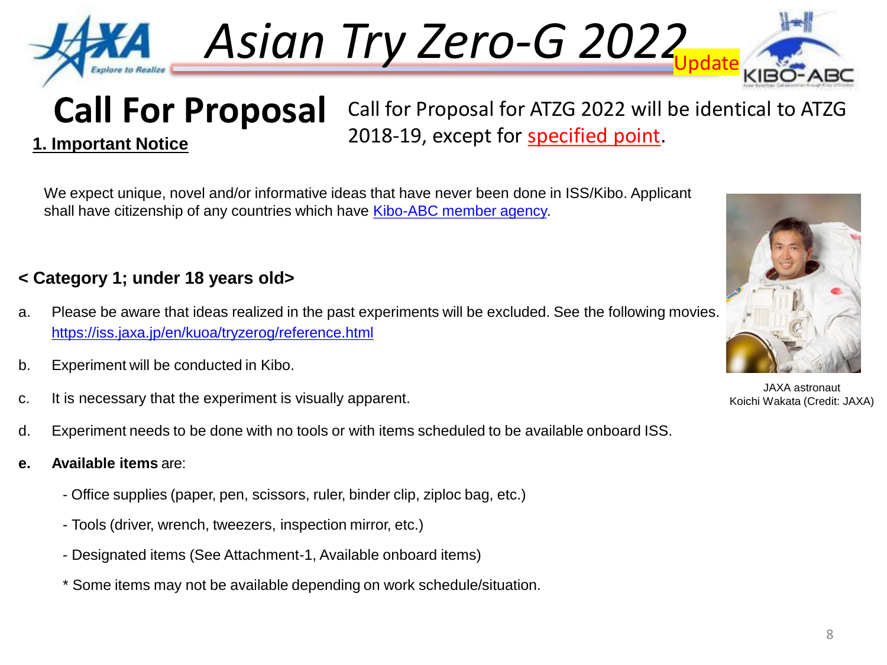# Asian Try Zero-G 2022 Update

## Call For Proposal

Call for Proposal for ATZG 2022 will be identical to ATZG 2018-19, except for specified point.

### 1. Important Notice

We expect unique, novel and/or informative ideas that have never been done in ISS/Kibo. Applicant shall have citizenship of any countries which have Kibo-ABC member agency.

**< Category 1; under 18 years old>**

a. Please be aware that ideas realized in the past experiments will be excluded. See the following movies. https://iss.jaxa.jp/en/kuoa/tryzerog/reference.html

b. Experiment will be conducted in Kibo.

c. It is necessary that the experiment is visually apparent.

d. Experiment needs to be done with no tools or with items scheduled to be available onboard ISS.

**e. Available items** are:

- Office supplies (paper, pen, scissors, ruler, binder clip, ziploc bag, etc.)
- Tools (driver, wrench, tweezers, inspection mirror, etc.)
- Designated items (See Attachment-1, Available onboard items)

\* Some items may not be available depending on work schedule/situation.

JAXA astronaut Koichi Wakata (Credit: JAXA)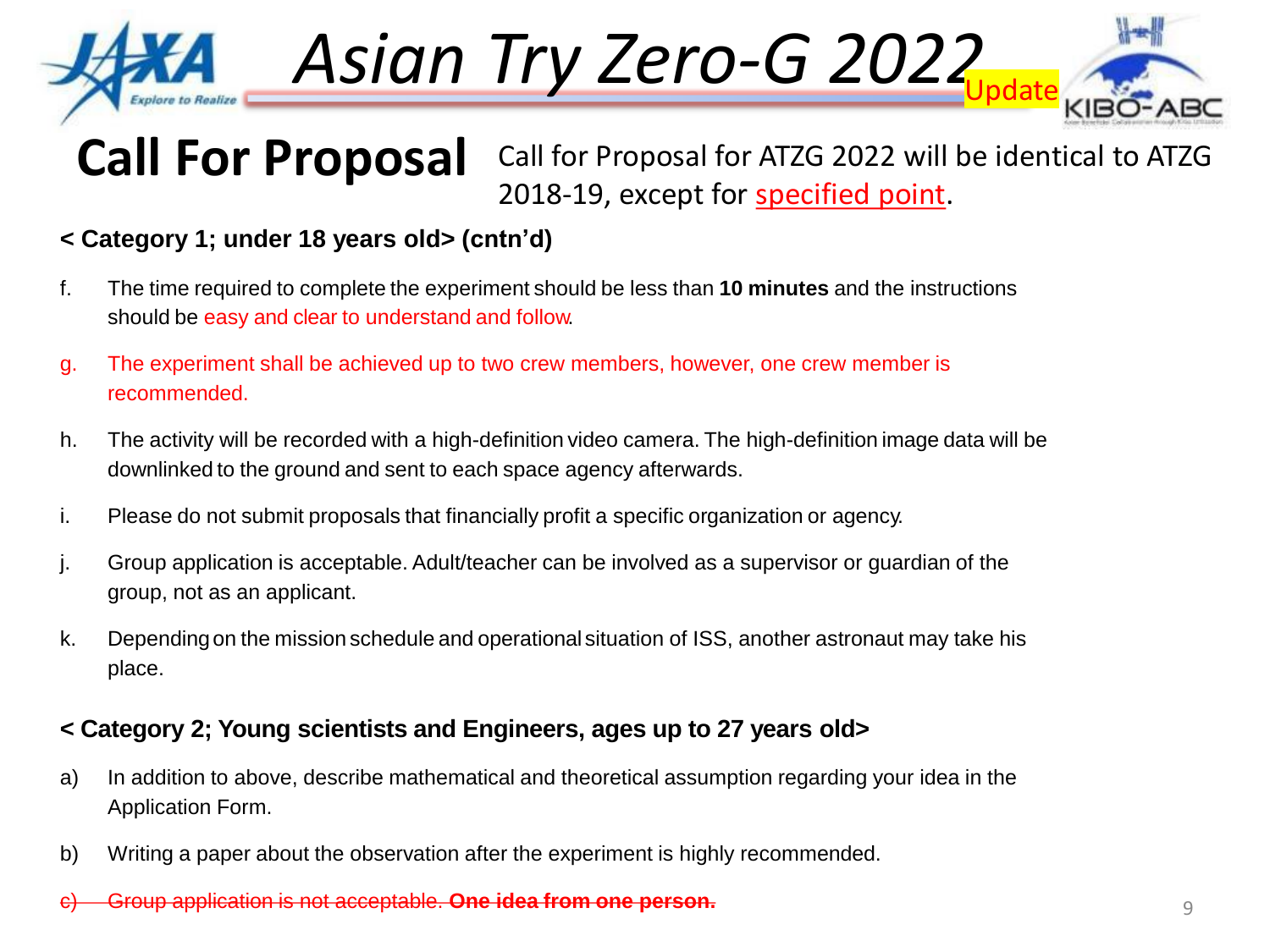# Asian Try Zero-G 2022

Update

## Call For Proposal

Call for Proposal for ATZG 2022 will be identical to ATZG 2018-19, except for specified point.

**< Category 1; under 18 years old> (cntn'd)**

f. The time required to complete the experiment should be less than **10 minutes** and the instructions should be easy and clear to understand and follow.

g. The experiment shall be achieved up to two crew members, however, one crew member is recommended.

h. The activity will be recorded with a high-definition video camera. The high-definition image data will be downlinked to the ground and sent to each space agency afterwards.

i. Please do not submit proposals that financially profit a specific organization or agency.

j. Group application is acceptable. Adult/teacher can be involved as a supervisor or guardian of the group, not as an applicant.

k. Depending on the mission schedule and operational situation of ISS, another astronaut may take his place.

**< Category 2; Young scientists and Engineers, ages up to 27 years old>**

a) In addition to above, describe mathematical and theoretical assumption regarding your idea in the Application Form.

b) Writing a paper about the observation after the experiment is highly recommended.

~~c) Group application is not acceptable. **One idea from one person.**~~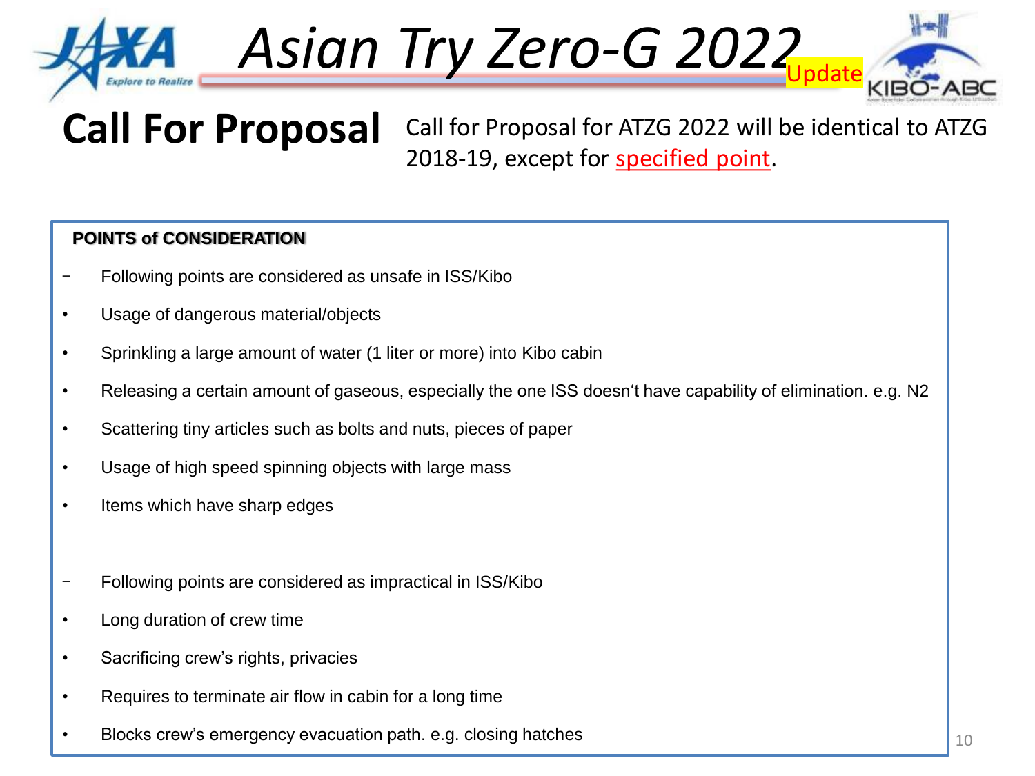# Asian Try Zero-G 2022 Update

## Call For Proposal

Call for Proposal for ATZG 2022 will be identical to ATZG 2018-19, except for specified point.

**POINTS of CONSIDERATION**

- Following points are considered as unsafe in ISS/Kibo
  - Usage of dangerous material/objects
  - Sprinkling a large amount of water (1 liter or more) into Kibo cabin
  - Releasing a certain amount of gaseous, especially the one ISS doesn't have capability of elimination. e.g. $N_2$
  - Scattering tiny articles such as bolts and nuts, pieces of paper
  - Usage of high speed spinning objects with large mass
  - Items which have sharp edges

- Following points are considered as impractical in ISS/Kibo
  - Long duration of crew time
  - Sacrificing crew's rights, privacies
  - Requires to terminate air flow in cabin for a long time
  - Blocks crew's emergency evacuation path. e.g. closing hatches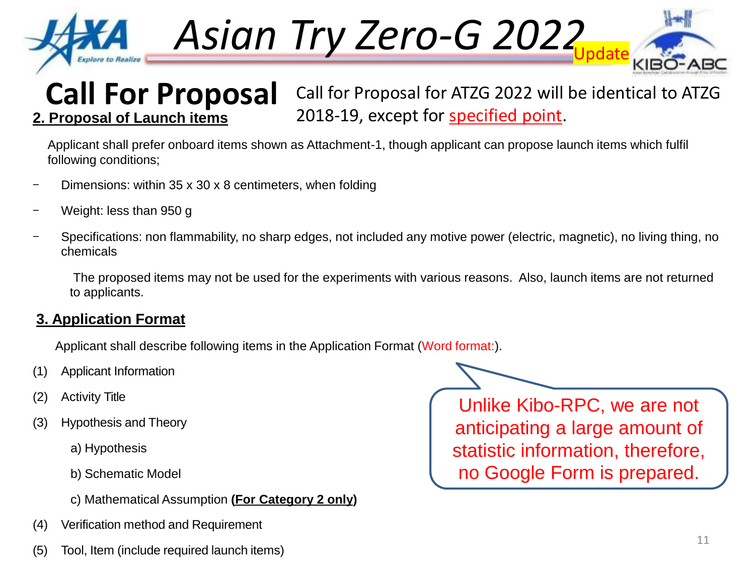# Asian Try Zero-G 2022 Update

## Call For Proposal

Call for Proposal for ATZG 2022 will be identical to ATZG 2018-19, except for specified point.

### 2. Proposal of Launch items

Applicant shall prefer onboard items shown as Attachment-1, though applicant can propose launch items which fulfil following conditions;

- Dimensions: within 35 x 30 x 8 centimeters, when folding
- Weight: less than 950 g
- Specifications: non flammability, no sharp edges, not included any motive power (electric, magnetic), no living thing, no chemicals

The proposed items may not be used for the experiments with various reasons. Also, launch items are not returned to applicants.

### 3. Application Format

Applicant shall describe following items in the Application Format (Word format:).

(1) Applicant Information

(2) Activity Title

(3) Hypothesis and Theory

a) Hypothesis

b) Schematic Model

c) Mathematical Assumption **(For Category 2 only)**

(4) Verification method and Requirement

(5) Tool, Item (include required launch items)

Unlike Kibo-RPC, we are not anticipating a large amount of statistic information, therefore, no Google Form is prepared.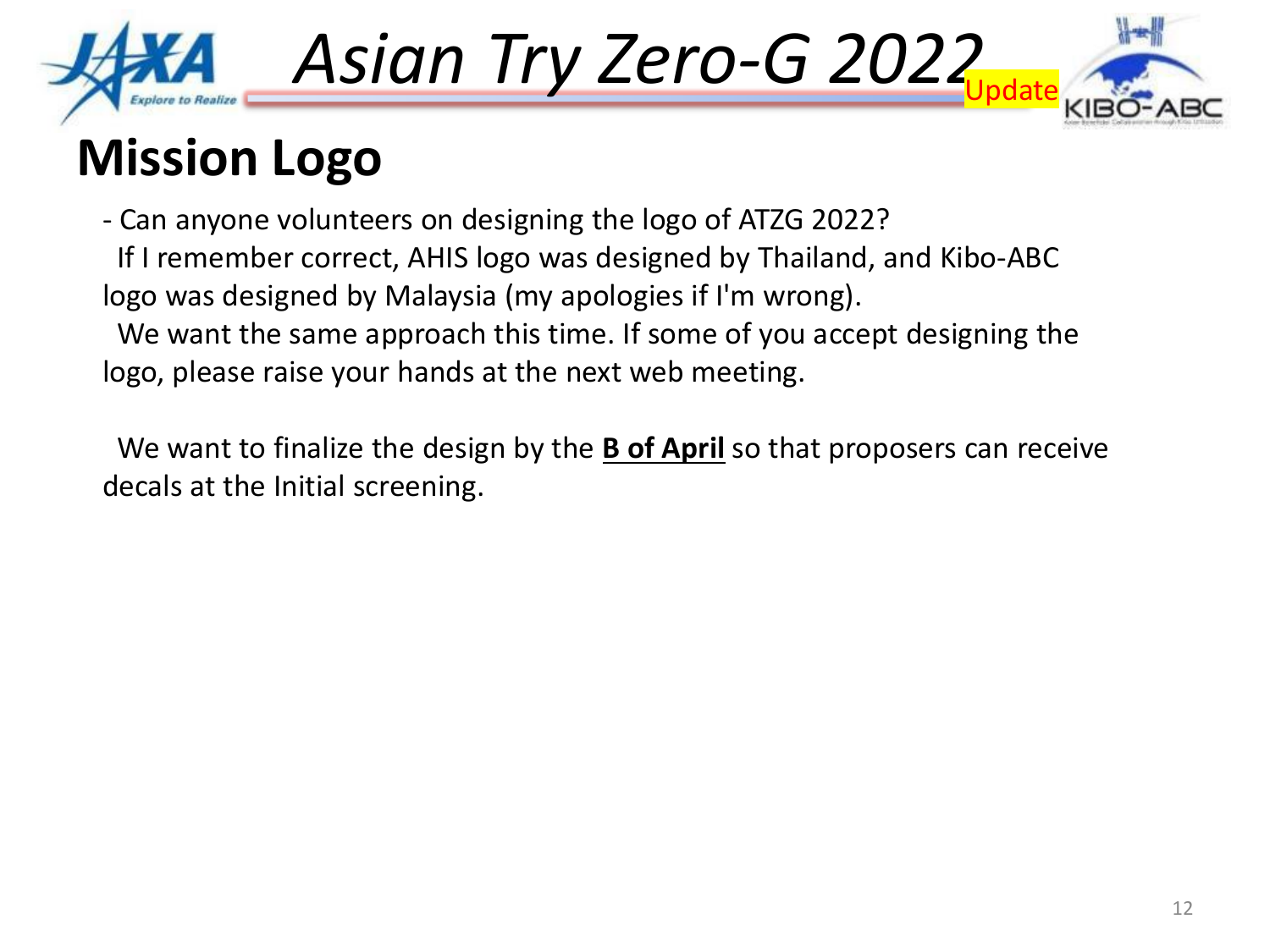# Asian Try Zero-G 2022

Update

## Mission Logo

- Can anyone volunteers on designing the logo of ATZG 2022?

  If I remember correct, AHIS logo was designed by Thailand, and Kibo-ABC logo was designed by Malaysia (my apologies if I'm wrong).

  We want the same approach this time. If some of you accept designing the logo, please raise your hands at the next web meeting.

  We want to finalize the design by the **B of April** so that proposers can receive decals at the Initial screening.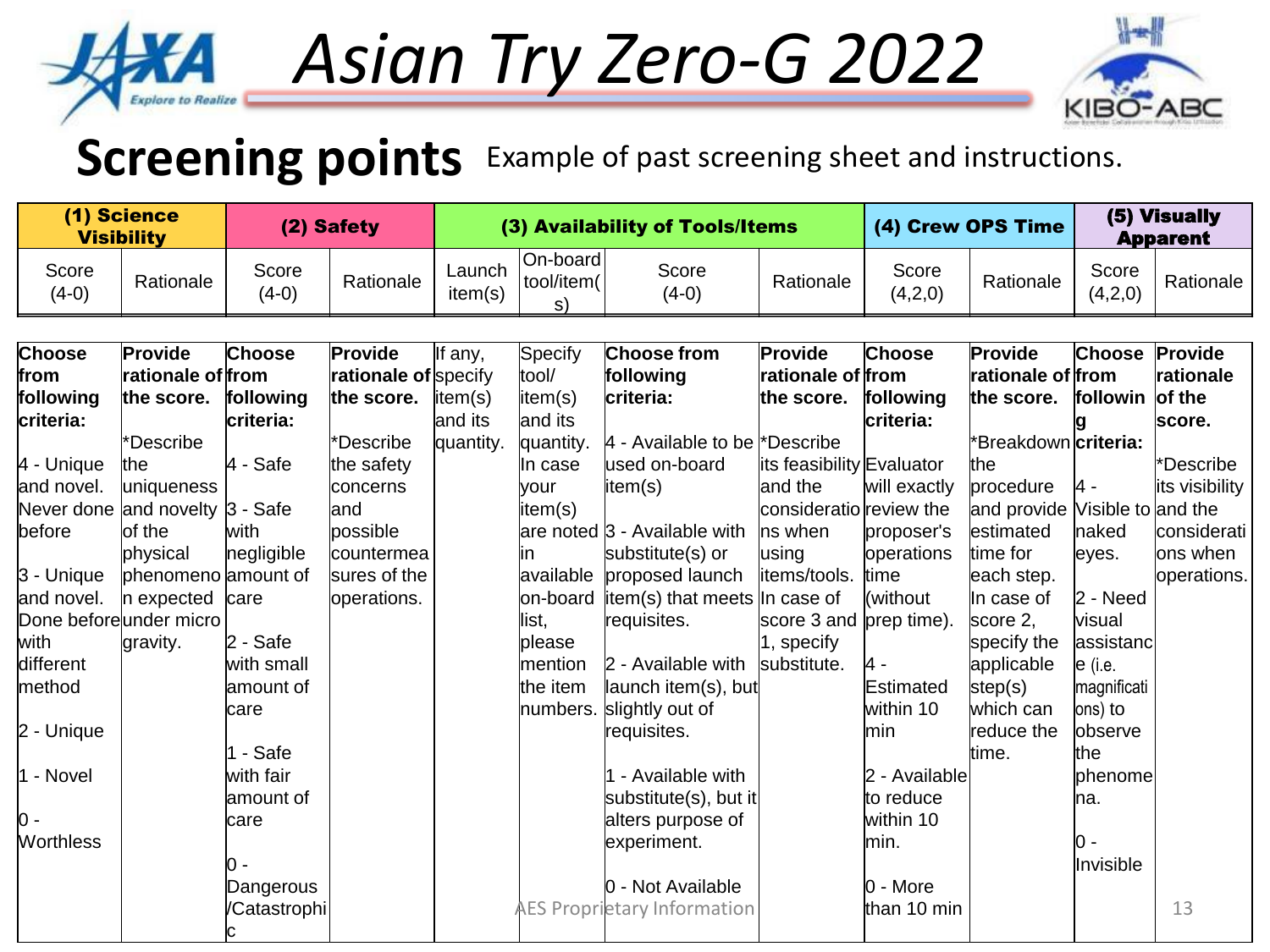# Asian Try Zero-G 2022

## Screening points

Example of past screening sheet and instructions.

| (1) Science Visibility | | (2) Safety | | (3) Availability of Tools/Items | | | | (4) Crew OPS Time | | (5) Visually Apparent | |
|---|---|---|---|---|---|---|---|---|---|---|---|
| Score (4-0) | Rationale | Score (4-0) | Rationale | Launch item(s) | On-board tool/item(s) | Score (4-0) | Rationale | Score (4,2,0) | Rationale | Score (4,2,0) | Rationale |
| **Choose from following criteria:**<br><br>4 - Unique and novel. Never done before<br><br>3 - Unique and novel. Done before with different method<br><br>2 - Unique<br><br>1 - Novel<br><br>0 - Worthless | **Provide rationale of the score.**<br><br>*Describe the uniqueness and novelty of the physical phenomenon expected under micro gravity. | **Choose from following criteria:**<br><br>4 - Safe<br><br>3 - Safe with negligible amount of care<br><br>2 - Safe with small amount of care<br><br>1 - Safe with fair amount of care<br><br>0 - Dangerous /Catastrophic | **Provide rationale of the score.**<br><br>*Describe the safety concerns and possible countermeasures of the operations. | If any, specify item(s) and its quantity. | Specify tool/ item(s) and its quantity. In case your item(s) are noted in available on-board list, please mention the item numbers. | **Choose from following criteria:**<br><br>4 - Available to be used on-board item(s)<br><br>3 - Available with substitute(s) or proposed launch item(s) that meets requisites.<br><br>2 - Available with launch item(s), but slightly out of requisites.<br><br>1 - Available with substitute(s), but it alters purpose of experiment.<br><br>0 - Not Available | **Provide rationale of the score.**<br><br>*Describe its feasibility and the considerations when using items/tools. In case of score 3 and 1, specify substitute. | **Choose from following criteria:**<br><br>Evaluator will exactly review the proposer's operations time (without prep time).<br><br>4 - Estimated within 10 min<br><br>2 - Available to reduce within 10 min.<br><br>0 - More than 10 min | **Provide rationale of the score.**<br><br>*Breakdown the procedure and provide estimated time for each step. In case of score 2, specify the applicable step(s) which can reduce the time. | **Choose from following criteria:**<br><br>4 - Visible to naked eyes.<br><br>2 - Need visual assistance (i.e. magnifications) to observe the phenomena.<br><br>0 - Invisible | **Provide rationale of the score.**<br><br>*Describe its visibility and the considerations when operations. |

AES Proprietary Information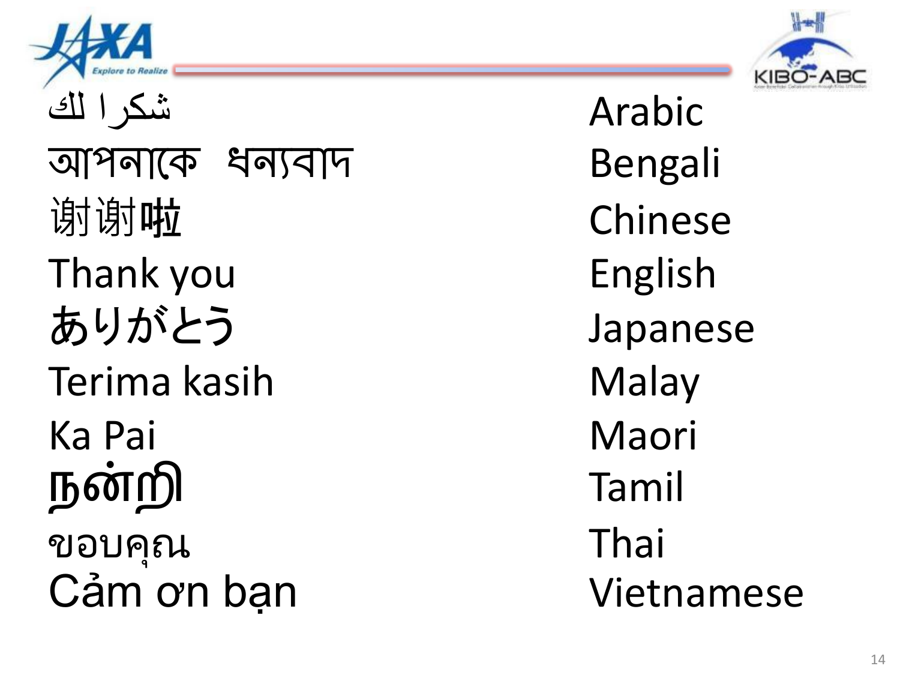| | |
|---|---|
| شكرا لك | Arabic |
| আপনাকে ধন্যবাদ | Bengali |
| 谢谢啦 | Chinese |
| Thank you | English |
| ありがとう | Japanese |
| Terima kasih | Malay |
| Ka Pai | Maori |
| நன்றி | Tamil |
| ขอบคุณ | Thai |
| Cảm ơn bạn | Vietnamese |